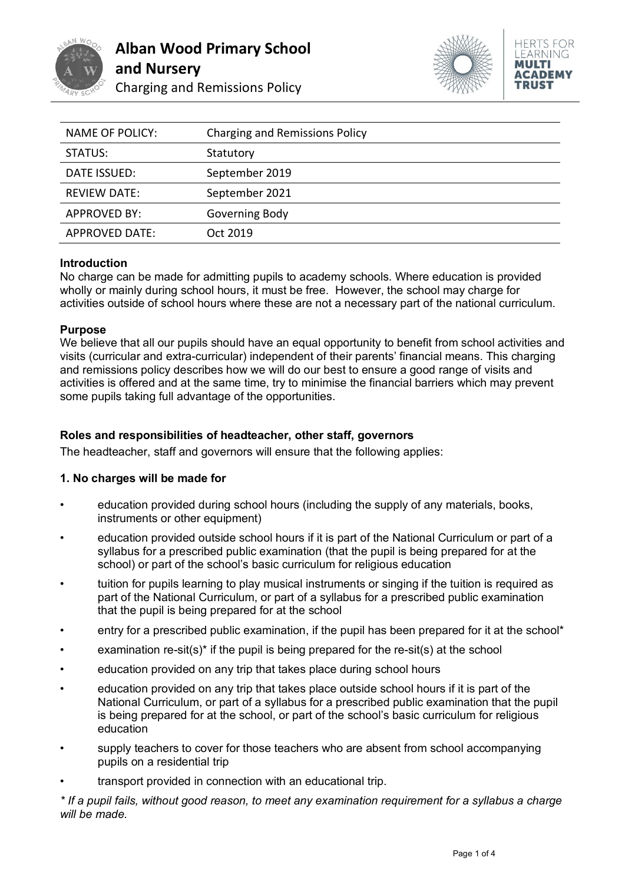# Alban Wood Primary School and Nursery

Charging and Remissions Policy

| NAME OF POLICY: | Charging and Remissions Policy |
| --- | --- |
| STATUS: | Statutory |
| DATE ISSUED: | September 2019 |
| REVIEW DATE: | September 2021 |
| APPROVED BY: | Governing Body |
| APPROVED DATE: | Oct 2019 |

**Introduction**

No charge can be made for admitting pupils to academy schools. Where education is provided wholly or mainly during school hours, it must be free. However, the school may charge for activities outside of school hours where these are not a necessary part of the national curriculum.

**Purpose**

We believe that all our pupils should have an equal opportunity to benefit from school activities and visits (curricular and extra-curricular) independent of their parents' financial means. This charging and remissions policy describes how we will do our best to ensure a good range of visits and activities is offered and at the same time, try to minimise the financial barriers which may prevent some pupils taking full advantage of the opportunities.

**Roles and responsibilities of headteacher, other staff, governors**

The headteacher, staff and governors will ensure that the following applies:

**1. No charges will be made for**

- education provided during school hours (including the supply of any materials, books, instruments or other equipment)
- education provided outside school hours if it is part of the National Curriculum or part of a syllabus for a prescribed public examination (that the pupil is being prepared for at the school) or part of the school's basic curriculum for religious education
- tuition for pupils learning to play musical instruments or singing if the tuition is required as part of the National Curriculum, or part of a syllabus for a prescribed public examination that the pupil is being prepared for at the school
- entry for a prescribed public examination, if the pupil has been prepared for it at the school*
- examination re-sit(s)* if the pupil is being prepared for the re-sit(s) at the school
- education provided on any trip that takes place during school hours
- education provided on any trip that takes place outside school hours if it is part of the National Curriculum, or part of a syllabus for a prescribed public examination that the pupil is being prepared for at the school, or part of the school's basic curriculum for religious education
- supply teachers to cover for those teachers who are absent from school accompanying pupils on a residential trip
- transport provided in connection with an educational trip.

*\* If a pupil fails, without good reason, to meet any examination requirement for a syllabus a charge will be made.*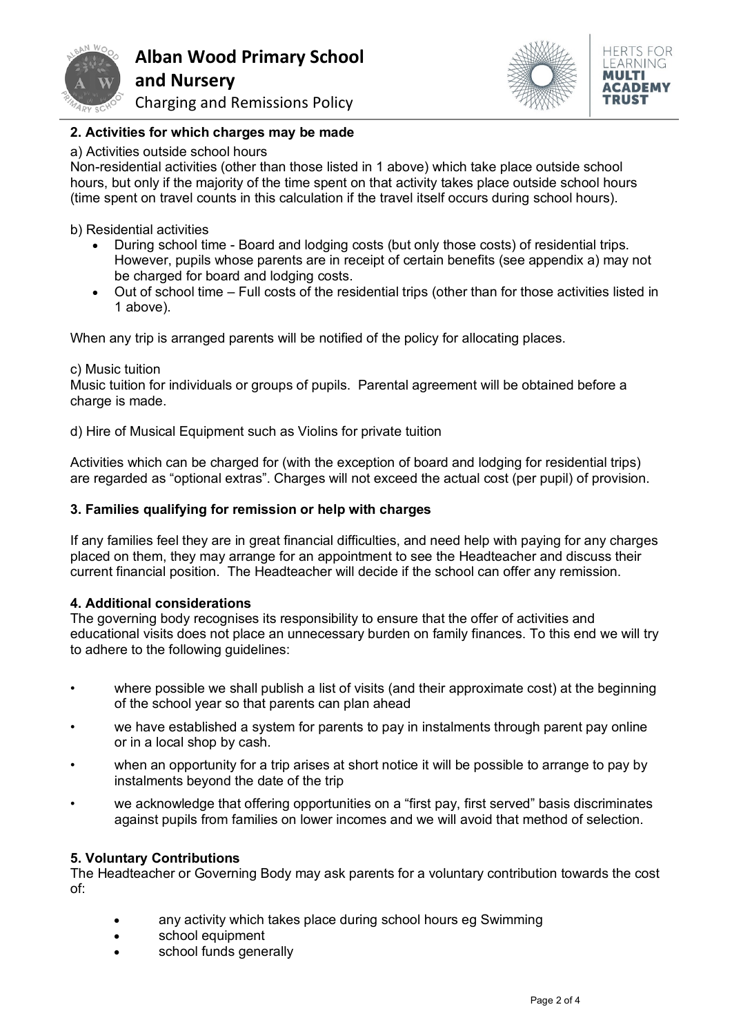## 2. Activities for which charges may be made

a) Activities outside school hours

Non-residential activities (other than those listed in 1 above) which take place outside school hours, but only if the majority of the time spent on that activity takes place outside school hours (time spent on travel counts in this calculation if the travel itself occurs during school hours).

b) Residential activities

- During school time - Board and lodging costs (but only those costs) of residential trips. However, pupils whose parents are in receipt of certain benefits (see appendix a) may not be charged for board and lodging costs.
- Out of school time – Full costs of the residential trips (other than for those activities listed in 1 above).

When any trip is arranged parents will be notified of the policy for allocating places.

c) Music tuition

Music tuition for individuals or groups of pupils. Parental agreement will be obtained before a charge is made.

d) Hire of Musical Equipment such as Violins for private tuition

Activities which can be charged for (with the exception of board and lodging for residential trips) are regarded as "optional extras". Charges will not exceed the actual cost (per pupil) of provision.

## 3. Families qualifying for remission or help with charges

If any families feel they are in great financial difficulties, and need help with paying for any charges placed on them, they may arrange for an appointment to see the Headteacher and discuss their current financial position. The Headteacher will decide if the school can offer any remission.

## 4. Additional considerations

The governing body recognises its responsibility to ensure that the offer of activities and educational visits does not place an unnecessary burden on family finances. To this end we will try to adhere to the following guidelines:

- where possible we shall publish a list of visits (and their approximate cost) at the beginning of the school year so that parents can plan ahead
- we have established a system for parents to pay in instalments through parent pay online or in a local shop by cash.
- when an opportunity for a trip arises at short notice it will be possible to arrange to pay by instalments beyond the date of the trip
- we acknowledge that offering opportunities on a "first pay, first served" basis discriminates against pupils from families on lower incomes and we will avoid that method of selection.

## 5. Voluntary Contributions

The Headteacher or Governing Body may ask parents for a voluntary contribution towards the cost of:

- any activity which takes place during school hours eg Swimming
- school equipment
- school funds generally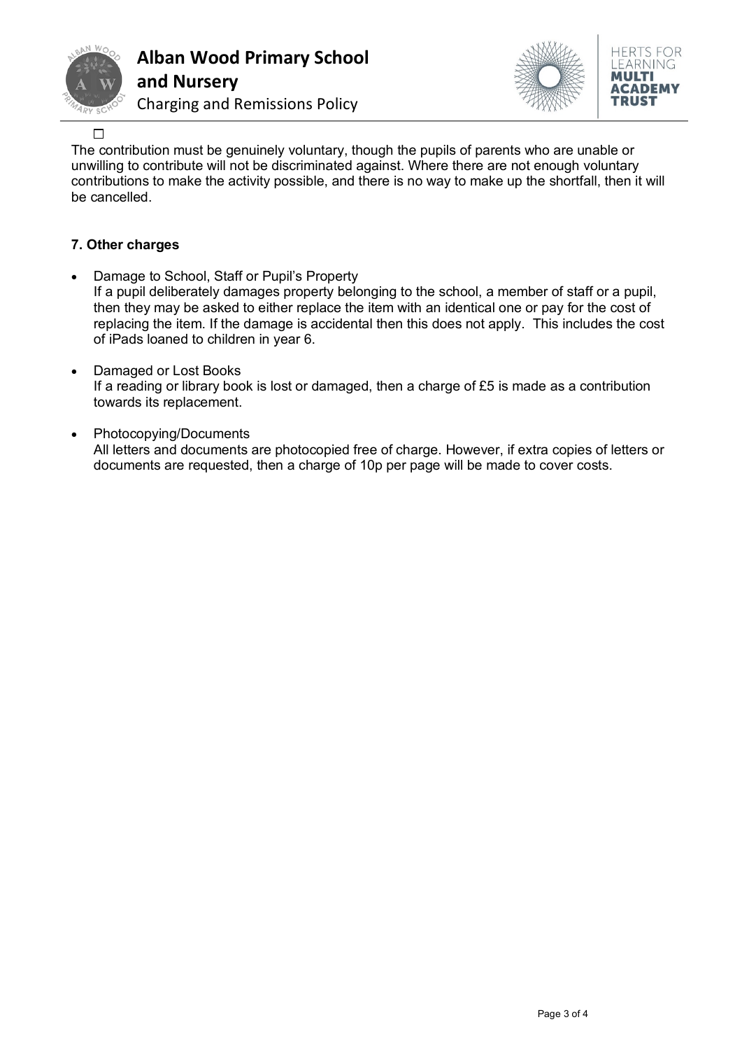The contribution must be genuinely voluntary, though the pupils of parents who are unable or unwilling to contribute will not be discriminated against. Where there are not enough voluntary contributions to make the activity possible, and there is no way to make up the shortfall, then it will be cancelled.

**7. Other charges**

- Damage to School, Staff or Pupil's Property
  If a pupil deliberately damages property belonging to the school, a member of staff or a pupil, then they may be asked to either replace the item with an identical one or pay for the cost of replacing the item. If the damage is accidental then this does not apply. This includes the cost of iPads loaned to children in year 6.

- Damaged or Lost Books
  If a reading or library book is lost or damaged, then a charge of £5 is made as a contribution towards its replacement.

- Photocopying/Documents
  All letters and documents are photocopied free of charge. However, if extra copies of letters or documents are requested, then a charge of 10p per page will be made to cover costs.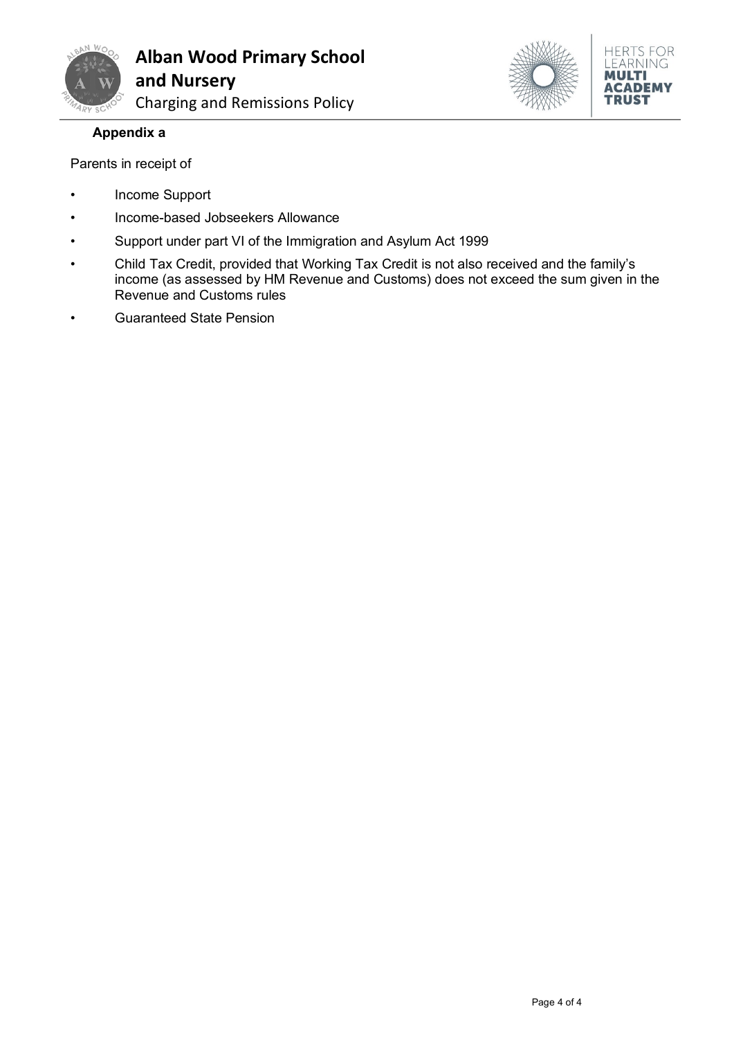**Appendix a**

Parents in receipt of

- Income Support
- Income-based Jobseekers Allowance
- Support under part VI of the Immigration and Asylum Act 1999
- Child Tax Credit, provided that Working Tax Credit is not also received and the family's income (as assessed by HM Revenue and Customs) does not exceed the sum given in the Revenue and Customs rules
- Guaranteed State Pension